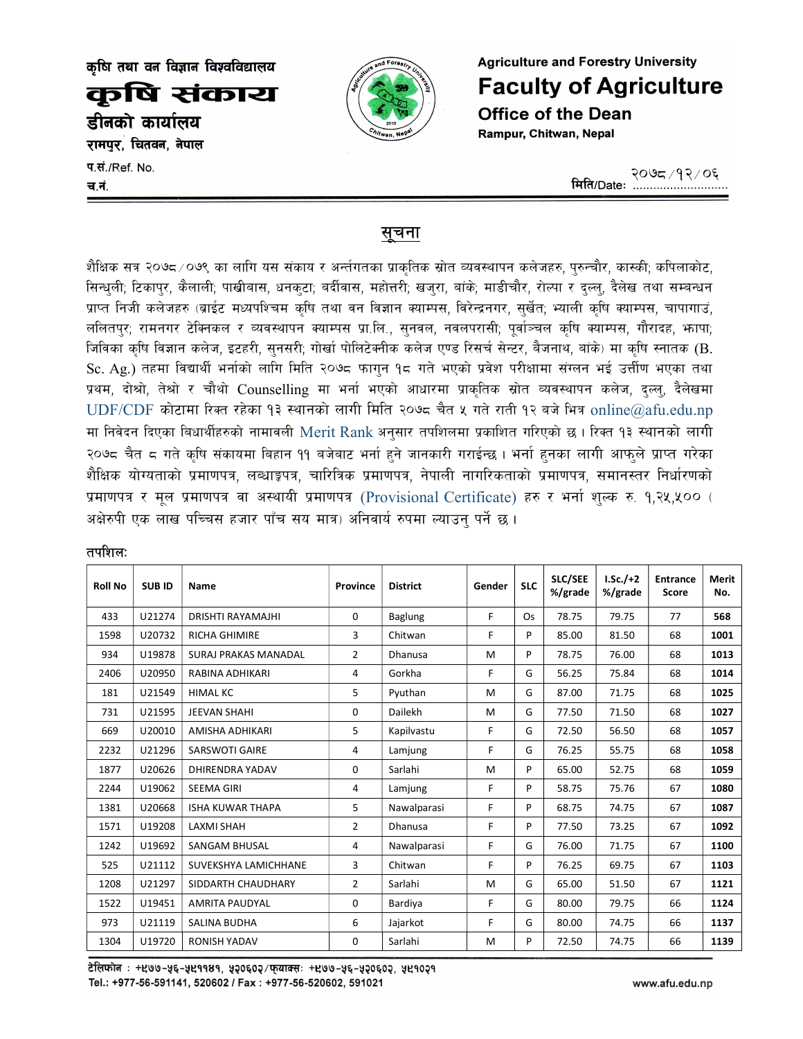कृषि तथा वन विज्ञान विश्वविद्यालय

# कृषि संकाय

**डीनको कार्यालय**

**रामपुर, चितवन, नेपाल**

**Agriculture and Forestry University**

# Faculty of Agriculture

**Office of the Dean**

**Rampur, Chitwan, Nepal**

प.सं./Ref. No.

च.नं.

मिति/Date: २०७८/१२/०६

## सूचना

शैक्षिक सत्र २०७८/०७९ का लागि यस संकाय र अन्तर्गतका प्राकृतिक स्रोत व्यवस्थापन कलेजहरु, पुरुन्चौर, कास्की; कपिलाकोट, सिन्धुली; टिकापुर, कैलाली; पाखीबास, धनकुटा; बर्दीवास, महोत्तरी; खजुरा, बांके; माडीचौर, रोल्पा र दुल्लु, दैलेख तथा सम्बन्धन प्राप्त निजी कलेजहरु (ब्राईट मध्यपश्चिम कृषि तथा वन विज्ञान क्याम्पस, विरेन्द्रनगर, सुर्खेत; भ्याली कृषि क्याम्पस, चापागाउं, ललितपुर; रामनगर टेक्निकल र व्यवस्थापन क्याम्पस प्रा.लि., सुनवल, नवलपरासी; पूर्वाञ्चल कृषि क्याम्पस, गौरादह, झापा; जिविका कृषि विज्ञान कलेज, इटहरी, सुनसरी; गोर्खा पोलिटेक्नीक कलेज एण्ड रिसर्च सेन्टर, बैजनाथ, बांके) मा कृषि स्नातक (B. Sc. Ag.) तहमा विद्यार्थी भर्नाको लागि मिति २०७८ फागुन १८ गते भएको प्रवेश परीक्षामा संग्लन भई उत्तीर्ण भएका तथा प्रथम, दोश्रो, तेश्रो र चौथो Counselling मा भर्ना भएको आधारमा प्राकृतिक स्रोत व्यवस्थापन कलेज, दुल्लु, दैलेखमा UDF/CDF कोटामा रिक्त रहेका १३ स्थानको लागी मिति २०७८ चैत ५ गते राती १२ बजे भित्र online@afu.edu.np मा निवेदन दिएका बिधार्थीहरुको नामावली Merit Rank अनुसार तपशिलमा प्रकाशित गरिएको छ । रिक्त १३ स्थानको लागी २०७८ चैत ८ गते कृषि संकायमा बिहान ११ बजेबाट भर्ना हुने जानकारी गराईन्छ । भर्ना हुनका लागी आफुले प्राप्त गरेका शैक्षिक योग्यताको प्रमाणपत्र, लब्धाङ्कपत्र, चारित्रिक प्रमाणपत्र, नेपाली नागरिकताको प्रमाणपत्र, समानस्तर निर्धारणको प्रमाणपत्र र मूल प्रमाणपत्र वा अस्थायी प्रमाणपत्र (Provisional Certificate) हरु र भर्ना शुल्क रु. १,२५,५०० ( अक्षेरुपी एक लाख पच्चिस हजार पाँच सय मात्र) अनिवार्य रुपमा ल्याउनु पर्ने छ ।

तपशिलः

| Roll No | SUB ID | Name | Province | District | Gender | SLC | SLC/SEE %/grade | I.Sc./+2 %/grade | Entrance Score | Merit No. |
|---|---|---|---|---|---|---|---|---|---|---|
| 433 | U21274 | DRISHTI RAYAMAJHI | 0 | Baglung | F | Os | 78.75 | 79.75 | 77 | **568** |
| 1598 | U20732 | RICHA GHIMIRE | 3 | Chitwan | F | P | 85.00 | 81.50 | 68 | **1001** |
| 934 | U19878 | SURAJ PRAKAS MANADAL | 2 | Dhanusa | M | P | 78.75 | 76.00 | 68 | **1013** |
| 2406 | U20950 | RABINA ADHIKARI | 4 | Gorkha | F | G | 56.25 | 75.84 | 68 | **1014** |
| 181 | U21549 | HIMAL KC | 5 | Pyuthan | M | G | 87.00 | 71.75 | 68 | **1025** |
| 731 | U21595 | JEEVAN SHAHI | 0 | Dailekh | M | G | 77.50 | 71.50 | 68 | **1027** |
| 669 | U20010 | AMISHA ADHIKARI | 5 | Kapilvastu | F | G | 72.50 | 56.50 | 68 | **1057** |
| 2232 | U21296 | SARSWOTI GAIRE | 4 | Lamjung | F | G | 76.25 | 55.75 | 68 | **1058** |
| 1877 | U20626 | DHIRENDRA YADAV | 0 | Sarlahi | M | P | 65.00 | 52.75 | 68 | **1059** |
| 2244 | U19062 | SEEMA GIRI | 4 | Lamjung | F | P | 58.75 | 75.76 | 67 | **1080** |
| 1381 | U20668 | ISHA KUWAR THAPA | 5 | Nawalparasi | F | P | 68.75 | 74.75 | 67 | **1087** |
| 1571 | U19208 | LAXMI SHAH | 2 | Dhanusa | F | P | 77.50 | 73.25 | 67 | **1092** |
| 1242 | U19692 | SANGAM BHUSAL | 4 | Nawalparasi | F | G | 76.00 | 71.75 | 67 | **1100** |
| 525 | U21112 | SUVEKSHYA LAMICHHANE | 3 | Chitwan | F | P | 76.25 | 69.75 | 67 | **1103** |
| 1208 | U21297 | SIDDARTH CHAUDHARY | 2 | Sarlahi | M | G | 65.00 | 51.50 | 67 | **1121** |
| 1522 | U19451 | AMRITA PAUDYAL | 0 | Bardiya | F | G | 80.00 | 79.75 | 66 | **1124** |
| 973 | U21119 | SALINA BUDHA | 6 | Jajarkot | F | G | 80.00 | 74.75 | 66 | **1137** |
| 1304 | U19720 | RONISH YADAV | 0 | Sarlahi | M | P | 72.50 | 74.75 | 66 | **1139** |

टेलिफोन : +९७७-५६-५९११४१, ५२०६०२/फ्याक्सः +९७७-५६-५२०६०२, ५९१०२१

Tel.: +977-56-591141, 520602 / Fax : +977-56-520602, 591021

www.afu.edu.np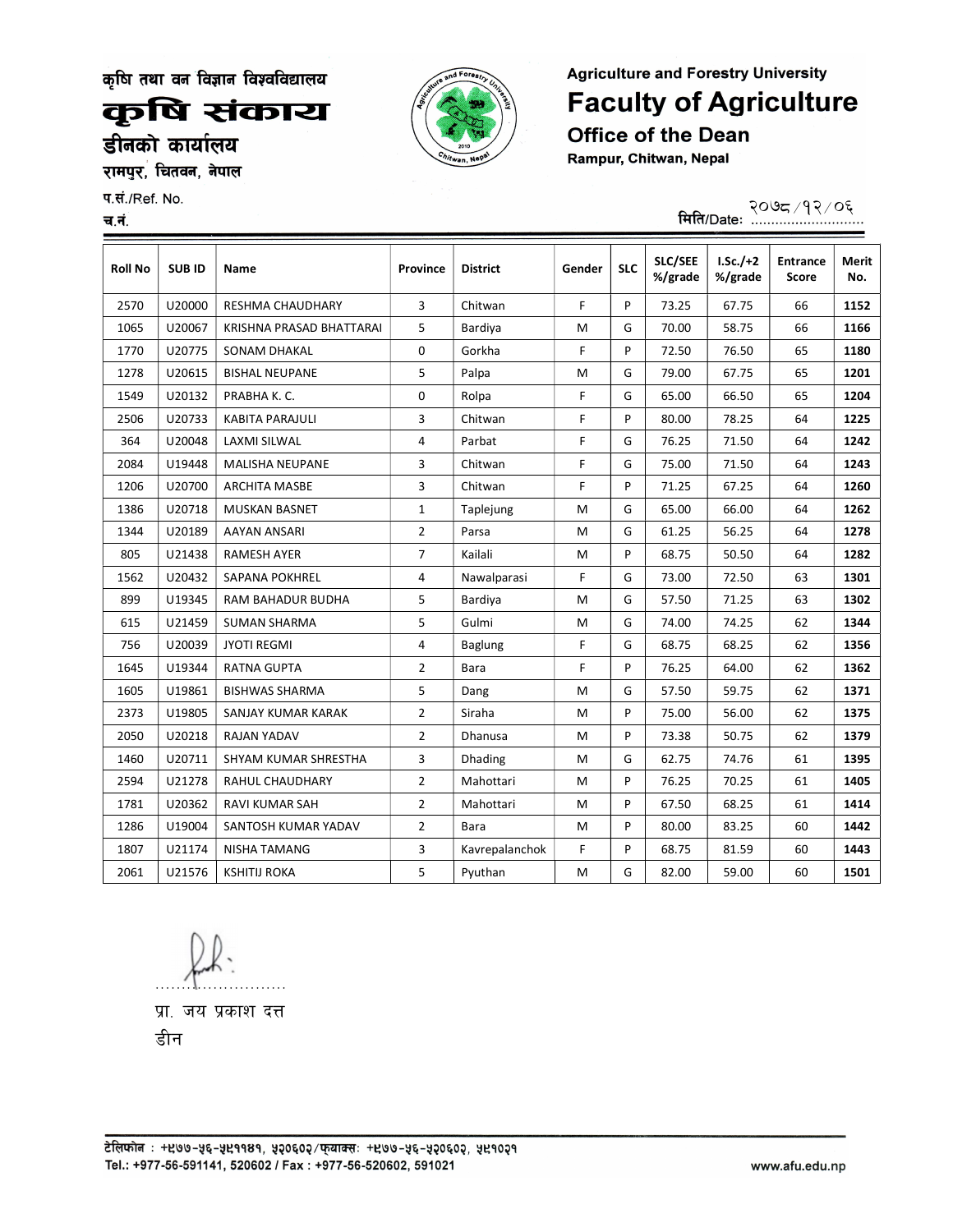कृषि तथा वन विज्ञान विश्वविद्यालय

# कृषि संकाय

डीनको कार्यालय

रामपुर, चितवन, नेपाल

Agriculture and Forestry University

# Faculty of Agriculture

## Office of the Dean

Rampur, Chitwan, Nepal

प.सं./Ref. No.

च.नं.

मिति/Date: २०७८/१२/०६

| Roll No | SUB ID | Name | Province | District | Gender | SLC | SLC/SEE %/grade | I.Sc./+2 %/grade | Entrance Score | Merit No. |
|---|---|---|---|---|---|---|---|---|---|---|
| 2570 | U20000 | RESHMA CHAUDHARY | 3 | Chitwan | F | P | 73.25 | 67.75 | 66 | **1152** |
| 1065 | U20067 | KRISHNA PRASAD BHATTARAI | 5 | Bardiya | M | G | 70.00 | 58.75 | 66 | **1166** |
| 1770 | U20775 | SONAM DHAKAL | 0 | Gorkha | F | P | 72.50 | 76.50 | 65 | **1180** |
| 1278 | U20615 | BISHAL NEUPANE | 5 | Palpa | M | G | 79.00 | 67.75 | 65 | **1201** |
| 1549 | U20132 | PRABHA K. C. | 0 | Rolpa | F | G | 65.00 | 66.50 | 65 | **1204** |
| 2506 | U20733 | KABITA PARAJULI | 3 | Chitwan | F | P | 80.00 | 78.25 | 64 | **1225** |
| 364 | U20048 | LAXMI SILWAL | 4 | Parbat | F | G | 76.25 | 71.50 | 64 | **1242** |
| 2084 | U19448 | MALISHA NEUPANE | 3 | Chitwan | F | G | 75.00 | 71.50 | 64 | **1243** |
| 1206 | U20700 | ARCHITA MASBE | 3 | Chitwan | F | P | 71.25 | 67.25 | 64 | **1260** |
| 1386 | U20718 | MUSKAN BASNET | 1 | Taplejung | M | G | 65.00 | 66.00 | 64 | **1262** |
| 1344 | U20189 | AAYAN ANSARI | 2 | Parsa | M | G | 61.25 | 56.25 | 64 | **1278** |
| 805 | U21438 | RAMESH AYER | 7 | Kailali | M | P | 68.75 | 50.50 | 64 | **1282** |
| 1562 | U20432 | SAPANA POKHREL | 4 | Nawalparasi | F | G | 73.00 | 72.50 | 63 | **1301** |
| 899 | U19345 | RAM BAHADUR BUDHA | 5 | Bardiya | M | G | 57.50 | 71.25 | 63 | **1302** |
| 615 | U21459 | SUMAN SHARMA | 5 | Gulmi | M | G | 74.00 | 74.25 | 62 | **1344** |
| 756 | U20039 | JYOTI REGMI | 4 | Baglung | F | G | 68.75 | 68.25 | 62 | **1356** |
| 1645 | U19344 | RATNA GUPTA | 2 | Bara | F | P | 76.25 | 64.00 | 62 | **1362** |
| 1605 | U19861 | BISHWAS SHARMA | 5 | Dang | M | G | 57.50 | 59.75 | 62 | **1371** |
| 2373 | U19805 | SANJAY KUMAR KARAK | 2 | Siraha | M | P | 75.00 | 56.00 | 62 | **1375** |
| 2050 | U20218 | RAJAN YADAV | 2 | Dhanusa | M | P | 73.38 | 50.75 | 62 | **1379** |
| 1460 | U20711 | SHYAM KUMAR SHRESTHA | 3 | Dhading | M | G | 62.75 | 74.76 | 61 | **1395** |
| 2594 | U21278 | RAHUL CHAUDHARY | 2 | Mahottari | M | P | 76.25 | 70.25 | 61 | **1405** |
| 1781 | U20362 | RAVI KUMAR SAH | 2 | Mahottari | M | P | 67.50 | 68.25 | 61 | **1414** |
| 1286 | U19004 | SANTOSH KUMAR YADAV | 2 | Bara | M | P | 80.00 | 83.25 | 60 | **1442** |
| 1807 | U21174 | NISHA TAMANG | 3 | Kavrepalanchok | F | P | 68.75 | 81.59 | 60 | **1443** |
| 2061 | U21576 | KSHITIJ ROKA | 5 | Pyuthan | M | G | 82.00 | 59.00 | 60 | **1501** |

..........................

प्रा. जय प्रकाश दत्त

डीन

टेलिफोन : +९७७-५६-५९११४१, ५२०६०२/फ्याक्स: +९७७-५६-५२०६०२, ५९१०२१

Tel.: +977-56-591141, 520602 / Fax : +977-56-520602, 591021

www.afu.edu.np